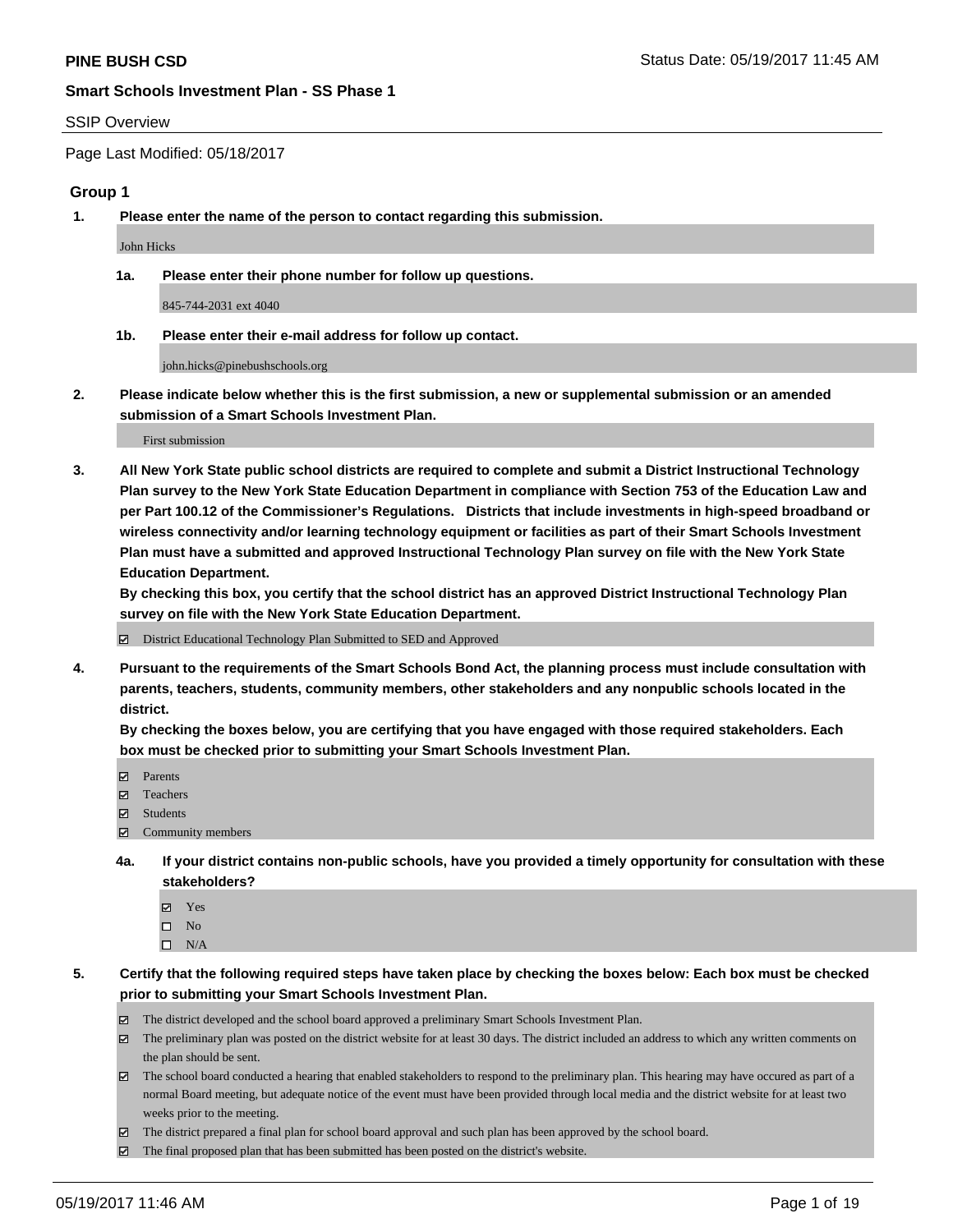**PINE BUSH CSD**

Status Date: 05/19/2017 11:45 AM

**Smart Schools Investment Plan - SS Phase 1**

SSIP Overview

Page Last Modified: 05/18/2017

## Group 1

**1. Please enter the name of the person to contact regarding this submission.**

John Hicks

**1a. Please enter their phone number for follow up questions.**

845-744-2031 ext 4040

**1b. Please enter their e-mail address for follow up contact.**

john.hicks@pinebushschools.org

**2. Please indicate below whether this is the first submission, a new or supplemental submission or an amended submission of a Smart Schools Investment Plan.**

First submission

**3. All New York State public school districts are required to complete and submit a District Instructional Technology Plan survey to the New York State Education Department in compliance with Section 753 of the Education Law and per Part 100.12 of the Commissioner's Regulations. Districts that include investments in high-speed broadband or wireless connectivity and/or learning technology equipment or facilities as part of their Smart Schools Investment Plan must have a submitted and approved Instructional Technology Plan survey on file with the New York State Education Department.**
**By checking this box, you certify that the school district has an approved District Instructional Technology Plan survey on file with the New York State Education Department.**

- [x] District Educational Technology Plan Submitted to SED and Approved

**4. Pursuant to the requirements of the Smart Schools Bond Act, the planning process must include consultation with parents, teachers, students, community members, other stakeholders and any nonpublic schools located in the district.**
**By checking the boxes below, you are certifying that you have engaged with those required stakeholders. Each box must be checked prior to submitting your Smart Schools Investment Plan.**

- [x] Parents
- [x] Teachers
- [x] Students
- [x] Community members

**4a. If your district contains non-public schools, have you provided a timely opportunity for consultation with these stakeholders?**

- [x] Yes
- [ ] No
- [ ] N/A

**5. Certify that the following required steps have taken place by checking the boxes below: Each box must be checked prior to submitting your Smart Schools Investment Plan.**

- [x] The district developed and the school board approved a preliminary Smart Schools Investment Plan.
- [x] The preliminary plan was posted on the district website for at least 30 days. The district included an address to which any written comments on the plan should be sent.
- [x] The school board conducted a hearing that enabled stakeholders to respond to the preliminary plan. This hearing may have occured as part of a normal Board meeting, but adequate notice of the event must have been provided through local media and the district website for at least two weeks prior to the meeting.
- [x] The district prepared a final plan for school board approval and such plan has been approved by the school board.
- [x] The final proposed plan that has been submitted has been posted on the district's website.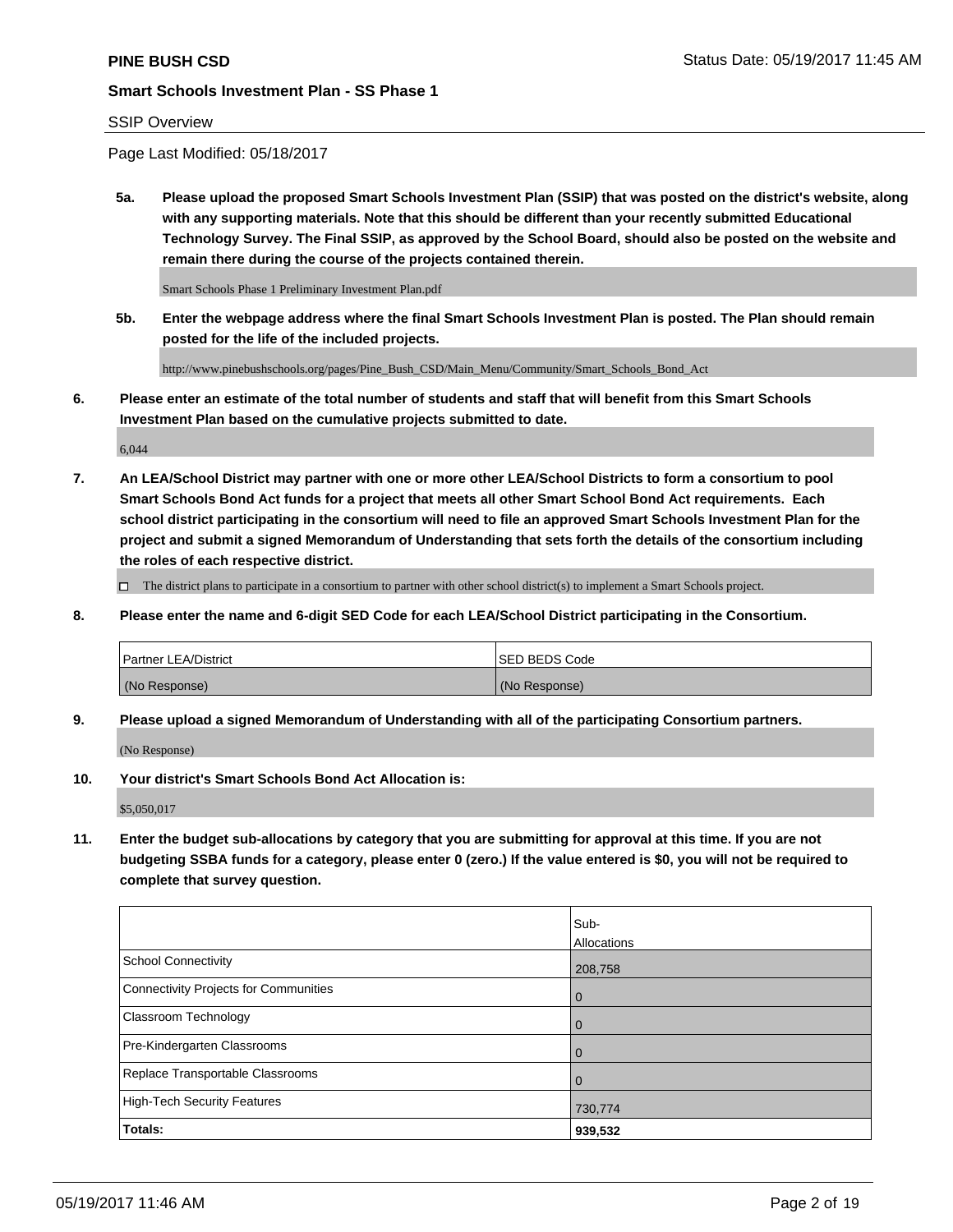SSIP Overview

Page Last Modified: 05/18/2017

**5a. Please upload the proposed Smart Schools Investment Plan (SSIP) that was posted on the district's website, along with any supporting materials. Note that this should be different than your recently submitted Educational Technology Survey. The Final SSIP, as approved by the School Board, should also be posted on the website and remain there during the course of the projects contained therein.**

Smart Schools Phase 1 Preliminary Investment Plan.pdf

**5b. Enter the webpage address where the final Smart Schools Investment Plan is posted. The Plan should remain posted for the life of the included projects.**

http://www.pinebushschools.org/pages/Pine_Bush_CSD/Main_Menu/Community/Smart_Schools_Bond_Act

**6. Please enter an estimate of the total number of students and staff that will benefit from this Smart Schools Investment Plan based on the cumulative projects submitted to date.**

6,044

**7. An LEA/School District may partner with one or more other LEA/School Districts to form a consortium to pool Smart Schools Bond Act funds for a project that meets all other Smart School Bond Act requirements. Each school district participating in the consortium will need to file an approved Smart Schools Investment Plan for the project and submit a signed Memorandum of Understanding that sets forth the details of the consortium including the roles of each respective district.**

☐ The district plans to participate in a consortium to partner with other school district(s) to implement a Smart Schools project.

**8. Please enter the name and 6-digit SED Code for each LEA/School District participating in the Consortium.**

| Partner LEA/District | SED BEDS Code |
|---|---|
| (No Response) | (No Response) |

**9. Please upload a signed Memorandum of Understanding with all of the participating Consortium partners.**

(No Response)

**10. Your district's Smart Schools Bond Act Allocation is:**

$5,050,017

**11. Enter the budget sub-allocations by category that you are submitting for approval at this time. If you are not budgeting SSBA funds for a category, please enter 0 (zero.) If the value entered is $0, you will not be required to complete that survey question.**

| | Sub-Allocations |
|---|---|
| School Connectivity | 208,758 |
| Connectivity Projects for Communities | 0 |
| Classroom Technology | 0 |
| Pre-Kindergarten Classrooms | 0 |
| Replace Transportable Classrooms | 0 |
| High-Tech Security Features | 730,774 |
| **Totals:** | **939,532** |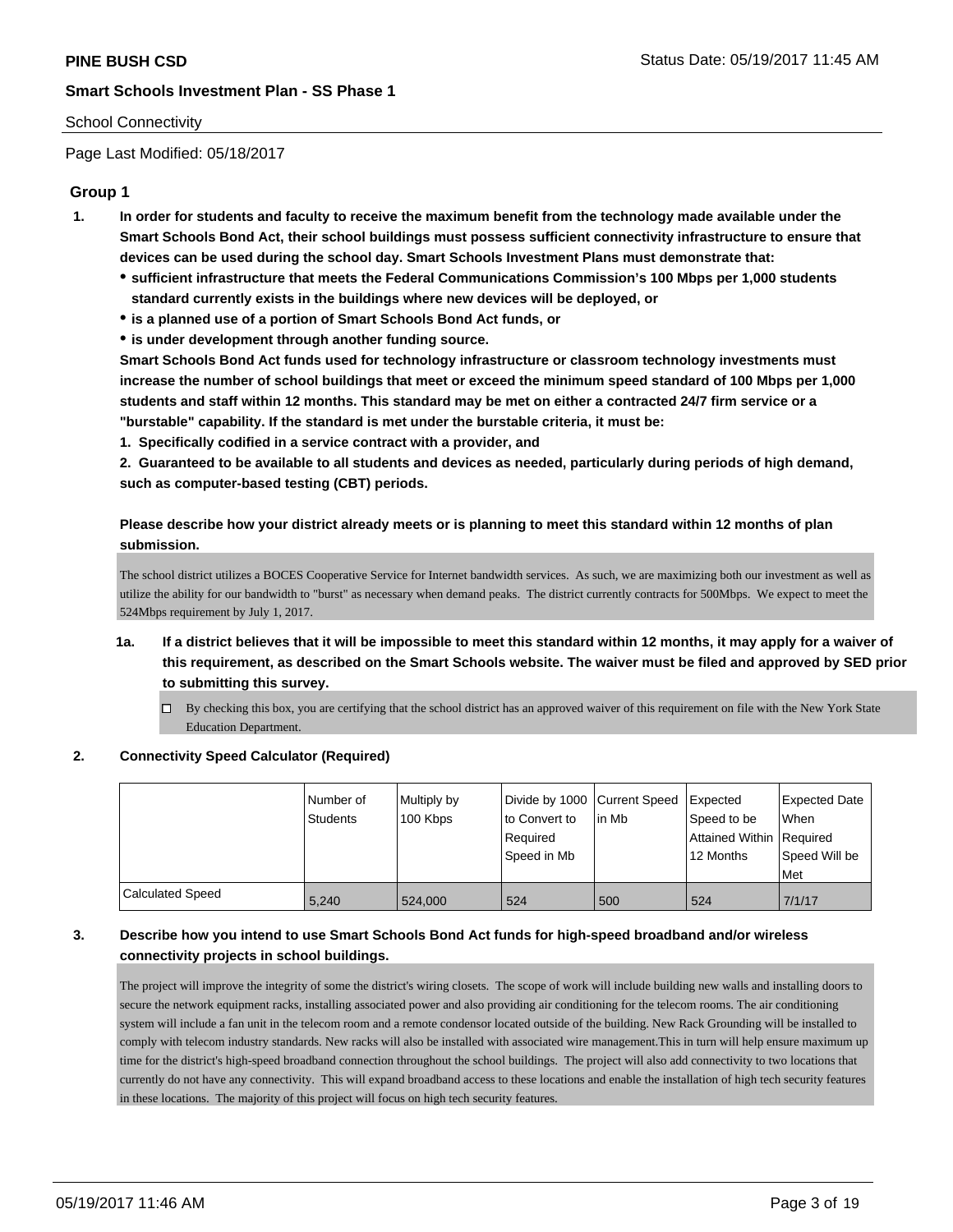School Connectivity

Page Last Modified: 05/18/2017

## Group 1

**1. In order for students and faculty to receive the maximum benefit from the technology made available under the Smart Schools Bond Act, their school buildings must possess sufficient connectivity infrastructure to ensure that devices can be used during the school day. Smart Schools Investment Plans must demonstrate that:**

- **sufficient infrastructure that meets the Federal Communications Commission's 100 Mbps per 1,000 students standard currently exists in the buildings where new devices will be deployed, or**
- **is a planned use of a portion of Smart Schools Bond Act funds, or**
- **is under development through another funding source.**

**Smart Schools Bond Act funds used for technology infrastructure or classroom technology investments must increase the number of school buildings that meet or exceed the minimum speed standard of 100 Mbps per 1,000 students and staff within 12 months. This standard may be met on either a contracted 24/7 firm service or a "burstable" capability. If the standard is met under the burstable criteria, it must be:**

**1. Specifically codified in a service contract with a provider, and**

**2. Guaranteed to be available to all students and devices as needed, particularly during periods of high demand, such as computer-based testing (CBT) periods.**

**Please describe how your district already meets or is planning to meet this standard within 12 months of plan submission.**

The school district utilizes a BOCES Cooperative Service for Internet bandwidth services. As such, we are maximizing both our investment as well as utilize the ability for our bandwidth to "burst" as necessary when demand peaks. The district currently contracts for 500Mbps. We expect to meet the 524Mbps requirement by July 1, 2017.

**1a. If a district believes that it will be impossible to meet this standard within 12 months, it may apply for a waiver of this requirement, as described on the Smart Schools website. The waiver must be filed and approved by SED prior to submitting this survey.**

☐ By checking this box, you are certifying that the school district has an approved waiver of this requirement on file with the New York State Education Department.

**2. Connectivity Speed Calculator (Required)**

| | Number of Students | Multiply by 100 Kbps | Divide by 1000 to Convert to Required Speed in Mb | Current Speed in Mb | Expected Speed to be Attained Within 12 Months | Expected Date When Required Speed Will be Met |
|---|---|---|---|---|---|---|
| Calculated Speed | 5,240 | 524,000 | 524 | 500 | 524 | 7/1/17 |

**3. Describe how you intend to use Smart Schools Bond Act funds for high-speed broadband and/or wireless connectivity projects in school buildings.**

The project will improve the integrity of some the district's wiring closets. The scope of work will include building new walls and installing doors to secure the network equipment racks, installing associated power and also providing air conditioning for the telecom rooms. The air conditioning system will include a fan unit in the telecom room and a remote condensor located outside of the building. New Rack Grounding will be installed to comply with telecom industry standards. New racks will also be installed with associated wire management.This in turn will help ensure maximum up time for the district's high-speed broadband connection throughout the school buildings. The project will also add connectivity to two locations that currently do not have any connectivity. This will expand broadband access to these locations and enable the installation of high tech security features in these locations. The majority of this project will focus on high tech security features.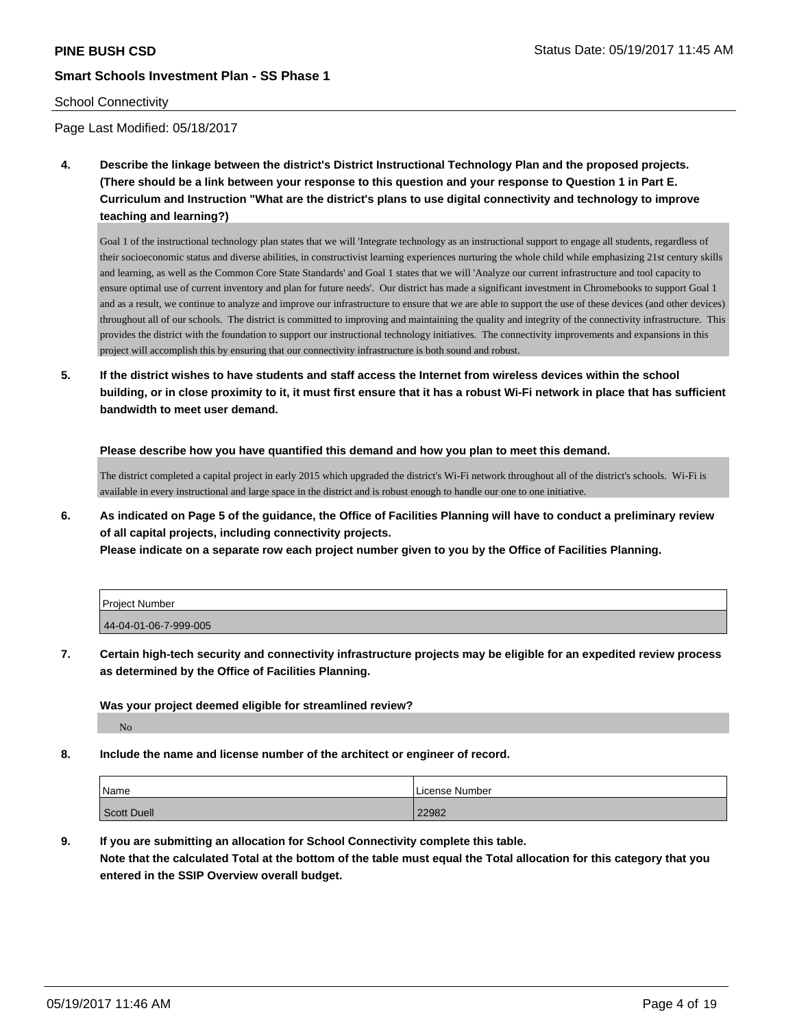**PINE BUSH CSD**

**Smart Schools Investment Plan - SS Phase 1**

School Connectivity

Page Last Modified: 05/18/2017

**4. Describe the linkage between the district's District Instructional Technology Plan and the proposed projects. (There should be a link between your response to this question and your response to Question 1 in Part E. Curriculum and Instruction "What are the district's plans to use digital connectivity and technology to improve teaching and learning?)**

Goal 1 of the instructional technology plan states that we will 'Integrate technology as an instructional support to engage all students, regardless of their socioeconomic status and diverse abilities, in constructivist learning experiences nurturing the whole child while emphasizing 21st century skills and learning, as well as the Common Core State Standards' and Goal 1 states that we will 'Analyze our current infrastructure and tool capacity to ensure optimal use of current inventory and plan for future needs'. Our district has made a significant investment in Chromebooks to support Goal 1 and as a result, we continue to analyze and improve our infrastructure to ensure that we are able to support the use of these devices (and other devices) throughout all of our schools. The district is committed to improving and maintaining the quality and integrity of the connectivity infrastructure. This provides the district with the foundation to support our instructional technology initiatives. The connectivity improvements and expansions in this project will accomplish this by ensuring that our connectivity infrastructure is both sound and robust.

**5. If the district wishes to have students and staff access the Internet from wireless devices within the school building, or in close proximity to it, it must first ensure that it has a robust Wi-Fi network in place that has sufficient bandwidth to meet user demand.**

**Please describe how you have quantified this demand and how you plan to meet this demand.**

The district completed a capital project in early 2015 which upgraded the district's Wi-Fi network throughout all of the district's schools. Wi-Fi is available in every instructional and large space in the district and is robust enough to handle our one to one initiative.

**6. As indicated on Page 5 of the guidance, the Office of Facilities Planning will have to conduct a preliminary review of all capital projects, including connectivity projects.**
**Please indicate on a separate row each project number given to you by the Office of Facilities Planning.**

| Project Number |
| --- |
| 44-04-01-06-7-999-005 |

**7. Certain high-tech security and connectivity infrastructure projects may be eligible for an expedited review process as determined by the Office of Facilities Planning.**

**Was your project deemed eligible for streamlined review?**

No

**8. Include the name and license number of the architect or engineer of record.**

| Name | License Number |
| --- | --- |
| Scott Duell | 22982 |

**9. If you are submitting an allocation for School Connectivity complete this table.**
**Note that the calculated Total at the bottom of the table must equal the Total allocation for this category that you entered in the SSIP Overview overall budget.**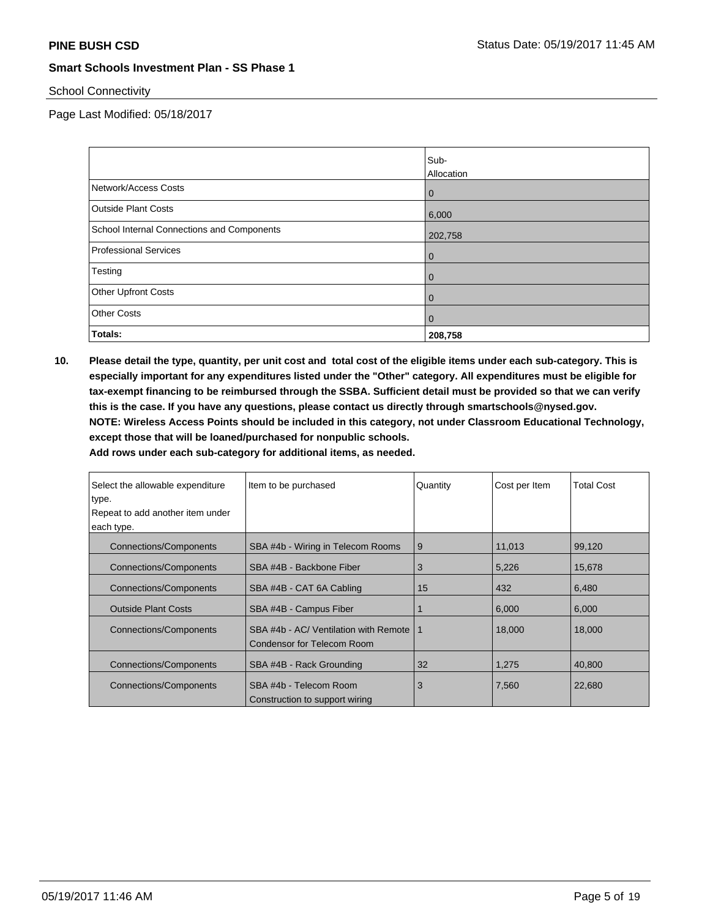School Connectivity

Page Last Modified: 05/18/2017

| | Sub-Allocation |
|---|---|
| Network/Access Costs | 0 |
| Outside Plant Costs | 6,000 |
| School Internal Connections and Components | 202,758 |
| Professional Services | 0 |
| Testing | 0 |
| Other Upfront Costs | 0 |
| Other Costs | 0 |
| **Totals:** | **208,758** |

**10. Please detail the type, quantity, per unit cost and total cost of the eligible items under each sub-category. This is especially important for any expenditures listed under the "Other" category. All expenditures must be eligible for tax-exempt financing to be reimbursed through the SSBA. Sufficient detail must be provided so that we can verify this is the case. If you have any questions, please contact us directly through smartschools@nysed.gov.**
**NOTE: Wireless Access Points should be included in this category, not under Classroom Educational Technology, except those that will be loaned/purchased for nonpublic schools.**
**Add rows under each sub-category for additional items, as needed.**

| Select the allowable expenditure type. Repeat to add another item under each type. | Item to be purchased | Quantity | Cost per Item | Total Cost |
|---|---|---|---|---|
| Connections/Components | SBA #4b - Wiring in Telecom Rooms | 9 | 11,013 | 99,120 |
| Connections/Components | SBA #4B - Backbone Fiber | 3 | 5,226 | 15,678 |
| Connections/Components | SBA #4B - CAT 6A Cabling | 15 | 432 | 6,480 |
| Outside Plant Costs | SBA #4B - Campus Fiber | 1 | 6,000 | 6,000 |
| Connections/Components | SBA #4b - AC/ Ventilation with Remote Condensor for Telecom Room | 1 | 18,000 | 18,000 |
| Connections/Components | SBA #4B - Rack Grounding | 32 | 1,275 | 40,800 |
| Connections/Components | SBA #4b - Telecom Room Construction to support wiring | 3 | 7,560 | 22,680 |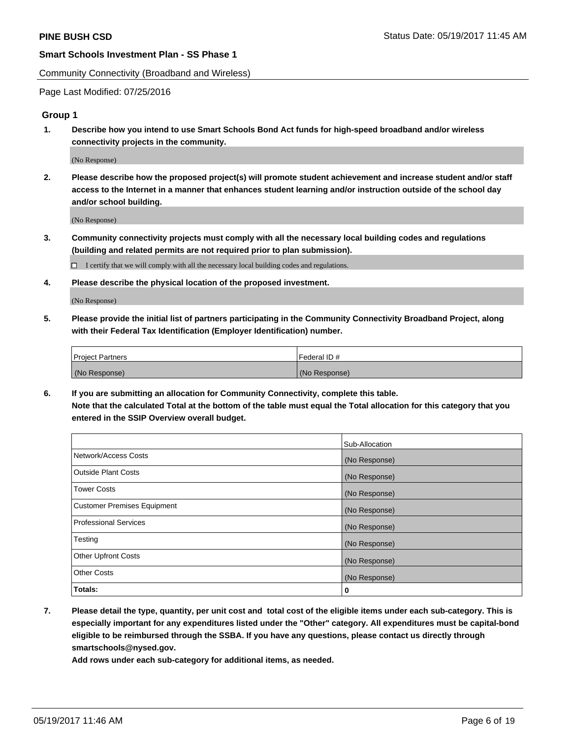Community Connectivity (Broadband and Wireless)

Page Last Modified: 07/25/2016

### Group 1

**1. Describe how you intend to use Smart Schools Bond Act funds for high-speed broadband and/or wireless connectivity projects in the community.**

(No Response)

**2. Please describe how the proposed project(s) will promote student achievement and increase student and/or staff access to the Internet in a manner that enhances student learning and/or instruction outside of the school day and/or school building.**

(No Response)

**3. Community connectivity projects must comply with all the necessary local building codes and regulations (building and related permits are not required prior to plan submission).**

☐ I certify that we will comply with all the necessary local building codes and regulations.

**4. Please describe the physical location of the proposed investment.**

(No Response)

**5. Please provide the initial list of partners participating in the Community Connectivity Broadband Project, along with their Federal Tax Identification (Employer Identification) number.**

| Project Partners | Federal ID # |
|---|---|
| (No Response) | (No Response) |

**6. If you are submitting an allocation for Community Connectivity, complete this table.**
**Note that the calculated Total at the bottom of the table must equal the Total allocation for this category that you entered in the SSIP Overview overall budget.**

| | Sub-Allocation |
|---|---|
| Network/Access Costs | (No Response) |
| Outside Plant Costs | (No Response) |
| Tower Costs | (No Response) |
| Customer Premises Equipment | (No Response) |
| Professional Services | (No Response) |
| Testing | (No Response) |
| Other Upfront Costs | (No Response) |
| Other Costs | (No Response) |
| **Totals:** | **0** |

**7. Please detail the type, quantity, per unit cost and total cost of the eligible items under each sub-category. This is especially important for any expenditures listed under the "Other" category. All expenditures must be capital-bond eligible to be reimbursed through the SSBA. If you have any questions, please contact us directly through smartschools@nysed.gov.**
**Add rows under each sub-category for additional items, as needed.**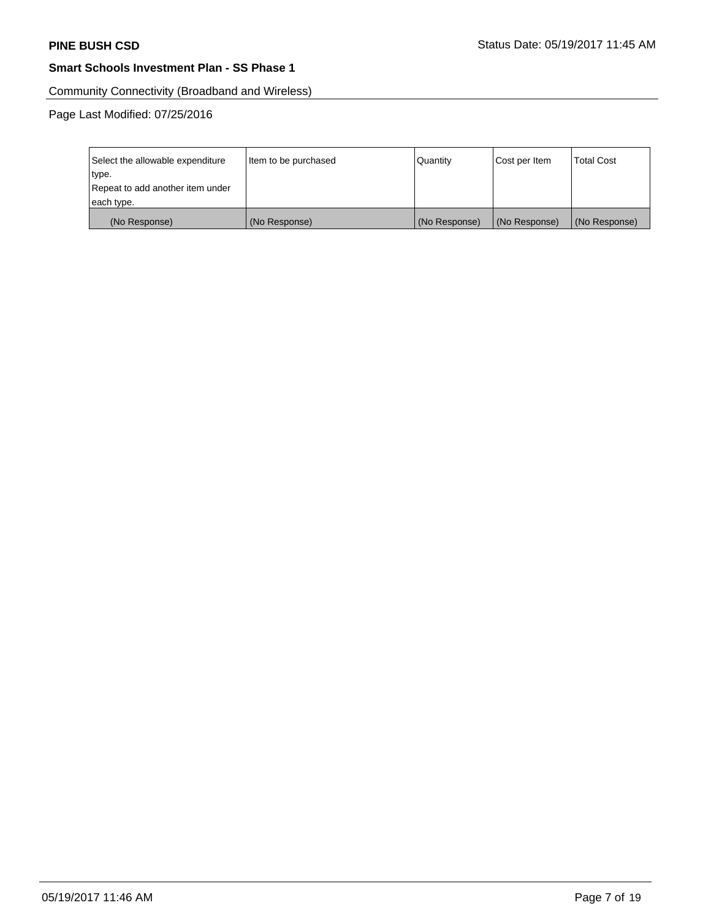Community Connectivity (Broadband and Wireless)

Page Last Modified: 07/25/2016

| Select the allowable expenditure type. Repeat to add another item under each type. | Item to be purchased | Quantity | Cost per Item | Total Cost |
|---|---|---|---|---|
| (No Response) | (No Response) | (No Response) | (No Response) | (No Response) |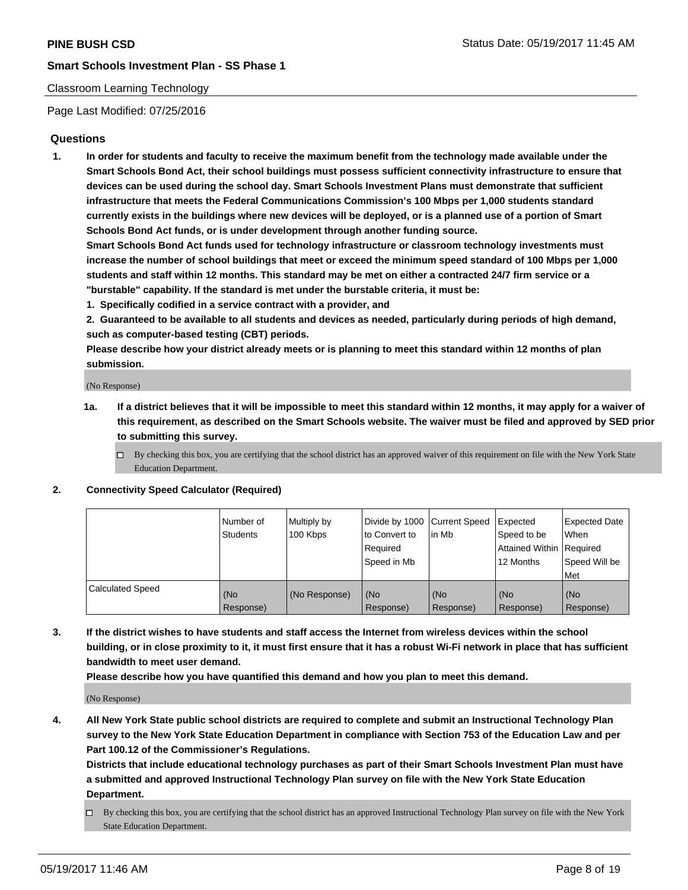Classroom Learning Technology

Page Last Modified: 07/25/2016

## Questions

1. **In order for students and faculty to receive the maximum benefit from the technology made available under the Smart Schools Bond Act, their school buildings must possess sufficient connectivity infrastructure to ensure that devices can be used during the school day. Smart Schools Investment Plans must demonstrate that sufficient infrastructure that meets the Federal Communications Commission's 100 Mbps per 1,000 students standard currently exists in the buildings where new devices will be deployed, or is a planned use of a portion of Smart Schools Bond Act funds, or is under development through another funding source.**

   **Smart Schools Bond Act funds used for technology infrastructure or classroom technology investments must increase the number of school buildings that meet or exceed the minimum speed standard of 100 Mbps per 1,000 students and staff within 12 months. This standard may be met on either a contracted 24/7 firm service or a "burstable" capability. If the standard is met under the burstable criteria, it must be:**

   **1. Specifically codified in a service contract with a provider, and**

   **2. Guaranteed to be available to all students and devices as needed, particularly during periods of high demand, such as computer-based testing (CBT) periods.**

   **Please describe how your district already meets or is planning to meet this standard within 12 months of plan submission.**

   (No Response)

   **1a. If a district believes that it will be impossible to meet this standard within 12 months, it may apply for a waiver of this requirement, as described on the Smart Schools website. The waiver must be filed and approved by SED prior to submitting this survey.**

   ☐ By checking this box, you are certifying that the school district has an approved waiver of this requirement on file with the New York State Education Department.

2. **Connectivity Speed Calculator (Required)**

| | Number of Students | Multiply by 100 Kbps | Divide by 1000 to Convert to Required Speed in Mb | Current Speed in Mb | Expected Speed to be Attained Within 12 Months | Expected Date When Required Speed Will be Met |
|---|---|---|---|---|---|---|
| Calculated Speed | (No Response) | (No Response) | (No Response) | (No Response) | (No Response) | (No Response) |

3. **If the district wishes to have students and staff access the Internet from wireless devices within the school building, or in close proximity to it, it must first ensure that it has a robust Wi-Fi network in place that has sufficient bandwidth to meet user demand.**

   **Please describe how you have quantified this demand and how you plan to meet this demand.**

   (No Response)

4. **All New York State public school districts are required to complete and submit an Instructional Technology Plan survey to the New York State Education Department in compliance with Section 753 of the Education Law and per Part 100.12 of the Commissioner's Regulations.**

   **Districts that include educational technology purchases as part of their Smart Schools Investment Plan must have a submitted and approved Instructional Technology Plan survey on file with the New York State Education Department.**

   ☐ By checking this box, you are certifying that the school district has an approved Instructional Technology Plan survey on file with the New York State Education Department.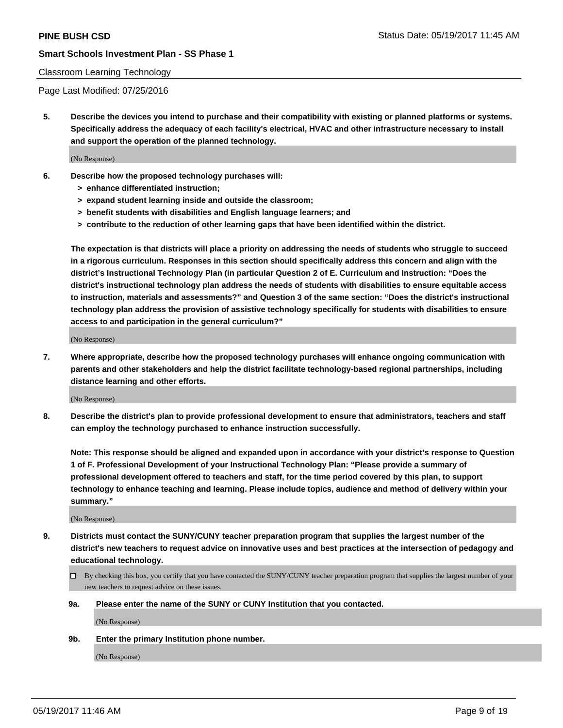Classroom Learning Technology

Page Last Modified: 07/25/2016

**5. Describe the devices you intend to purchase and their compatibility with existing or planned platforms or systems. Specifically address the adequacy of each facility's electrical, HVAC and other infrastructure necessary to install and support the operation of the planned technology.**

(No Response)

**6. Describe how the proposed technology purchases will:**
- **> enhance differentiated instruction;**
- **> expand student learning inside and outside the classroom;**
- **> benefit students with disabilities and English language learners; and**
- **> contribute to the reduction of other learning gaps that have been identified within the district.**

**The expectation is that districts will place a priority on addressing the needs of students who struggle to succeed in a rigorous curriculum. Responses in this section should specifically address this concern and align with the district's Instructional Technology Plan (in particular Question 2 of E. Curriculum and Instruction: "Does the district's instructional technology plan address the needs of students with disabilities to ensure equitable access to instruction, materials and assessments?" and Question 3 of the same section: "Does the district's instructional technology plan address the provision of assistive technology specifically for students with disabilities to ensure access to and participation in the general curriculum?"**

(No Response)

**7. Where appropriate, describe how the proposed technology purchases will enhance ongoing communication with parents and other stakeholders and help the district facilitate technology-based regional partnerships, including distance learning and other efforts.**

(No Response)

**8. Describe the district's plan to provide professional development to ensure that administrators, teachers and staff can employ the technology purchased to enhance instruction successfully.**

**Note: This response should be aligned and expanded upon in accordance with your district's response to Question 1 of F. Professional Development of your Instructional Technology Plan: "Please provide a summary of professional development offered to teachers and staff, for the time period covered by this plan, to support technology to enhance teaching and learning. Please include topics, audience and method of delivery within your summary."**

(No Response)

**9. Districts must contact the SUNY/CUNY teacher preparation program that supplies the largest number of the district's new teachers to request advice on innovative uses and best practices at the intersection of pedagogy and educational technology.**

☐ By checking this box, you certify that you have contacted the SUNY/CUNY teacher preparation program that supplies the largest number of your new teachers to request advice on these issues.

**9a. Please enter the name of the SUNY or CUNY Institution that you contacted.**

(No Response)

**9b. Enter the primary Institution phone number.**

(No Response)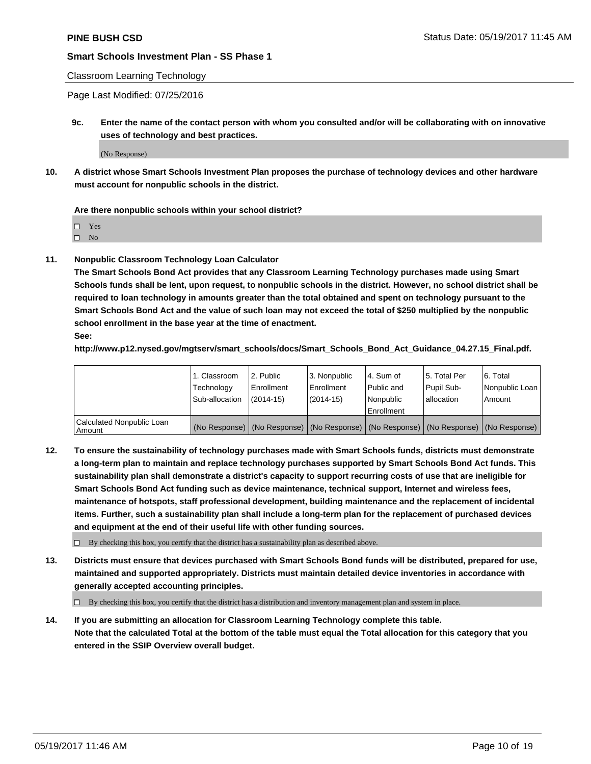Classroom Learning Technology

Page Last Modified: 07/25/2016

**9c. Enter the name of the contact person with whom you consulted and/or will be collaborating with on innovative uses of technology and best practices.**

(No Response)

**10. A district whose Smart Schools Investment Plan proposes the purchase of technology devices and other hardware must account for nonpublic schools in the district.**

**Are there nonpublic schools within your school district?**

☐ Yes
☐ No

**11. Nonpublic Classroom Technology Loan Calculator**

**The Smart Schools Bond Act provides that any Classroom Learning Technology purchases made using Smart Schools funds shall be lent, upon request, to nonpublic schools in the district. However, no school district shall be required to loan technology in amounts greater than the total obtained and spent on technology pursuant to the Smart Schools Bond Act and the value of such loan may not exceed the total of $250 multiplied by the nonpublic school enrollment in the base year at the time of enactment.**

**See:**

**http://www.p12.nysed.gov/mgtserv/smart_schools/docs/Smart_Schools_Bond_Act_Guidance_04.27.15_Final.pdf.**

| | 1. Classroom Technology Sub-allocation | 2. Public Enrollment (2014-15) | 3. Nonpublic Enrollment (2014-15) | 4. Sum of Public and Nonpublic Enrollment | 5. Total Per Pupil Sub-allocation | 6. Total Nonpublic Loan Amount |
|---|---|---|---|---|---|---|
| Calculated Nonpublic Loan Amount | (No Response) | (No Response) | (No Response) | (No Response) | (No Response) | (No Response) |

**12. To ensure the sustainability of technology purchases made with Smart Schools funds, districts must demonstrate a long-term plan to maintain and replace technology purchases supported by Smart Schools Bond Act funds. This sustainability plan shall demonstrate a district's capacity to support recurring costs of use that are ineligible for Smart Schools Bond Act funding such as device maintenance, technical support, Internet and wireless fees, maintenance of hotspots, staff professional development, building maintenance and the replacement of incidental items. Further, such a sustainability plan shall include a long-term plan for the replacement of purchased devices and equipment at the end of their useful life with other funding sources.**

☐ By checking this box, you certify that the district has a sustainability plan as described above.

**13. Districts must ensure that devices purchased with Smart Schools Bond funds will be distributed, prepared for use, maintained and supported appropriately. Districts must maintain detailed device inventories in accordance with generally accepted accounting principles.**

☐ By checking this box, you certify that the district has a distribution and inventory management plan and system in place.

**14. If you are submitting an allocation for Classroom Learning Technology complete this table. Note that the calculated Total at the bottom of the table must equal the Total allocation for this category that you entered in the SSIP Overview overall budget.**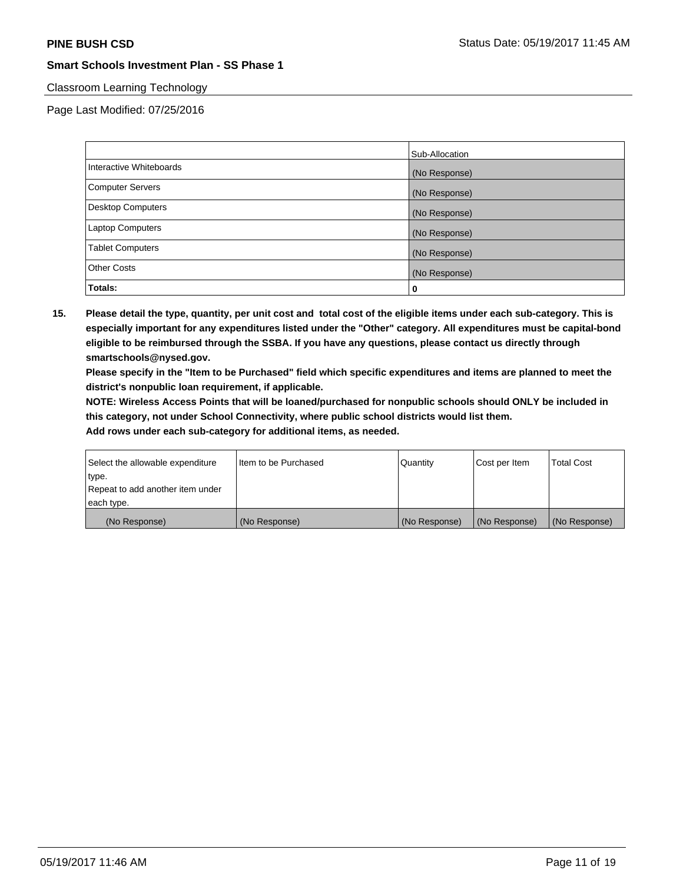Classroom Learning Technology

Page Last Modified: 07/25/2016

| | Sub-Allocation |
|---|---|
| Interactive Whiteboards | (No Response) |
| Computer Servers | (No Response) |
| Desktop Computers | (No Response) |
| Laptop Computers | (No Response) |
| Tablet Computers | (No Response) |
| Other Costs | (No Response) |
| **Totals:** | **0** |

**15. Please detail the type, quantity, per unit cost and total cost of the eligible items under each sub-category. This is especially important for any expenditures listed under the "Other" category. All expenditures must be capital-bond eligible to be reimbursed through the SSBA. If you have any questions, please contact us directly through smartschools@nysed.gov.**

**Please specify in the "Item to be Purchased" field which specific expenditures and items are planned to meet the district's nonpublic loan requirement, if applicable.**

**NOTE: Wireless Access Points that will be loaned/purchased for nonpublic schools should ONLY be included in this category, not under School Connectivity, where public school districts would list them.**

**Add rows under each sub-category for additional items, as needed.**

| Select the allowable expenditure type. Repeat to add another item under each type. | Item to be Purchased | Quantity | Cost per Item | Total Cost |
|---|---|---|---|---|
| (No Response) | (No Response) | (No Response) | (No Response) | (No Response) |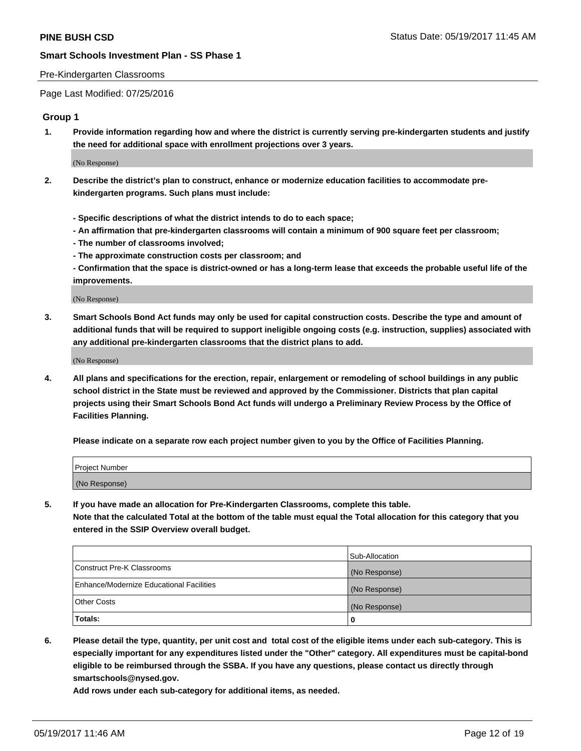PINE BUSH CSD

Status Date: 05/19/2017 11:45 AM

**Smart Schools Investment Plan - SS Phase 1**

Pre-Kindergarten Classrooms

Page Last Modified: 07/25/2016

### Group 1

1. **Provide information regarding how and where the district is currently serving pre-kindergarten students and justify the need for additional space with enrollment projections over 3 years.**

   (No Response)

2. **Describe the district's plan to construct, enhance or modernize education facilities to accommodate pre-kindergarten programs. Such plans must include:**

   **- Specific descriptions of what the district intends to do to each space;**
   **- An affirmation that pre-kindergarten classrooms will contain a minimum of 900 square feet per classroom;**
   **- The number of classrooms involved;**
   **- The approximate construction costs per classroom; and**
   **- Confirmation that the space is district-owned or has a long-term lease that exceeds the probable useful life of the improvements.**

   (No Response)

3. **Smart Schools Bond Act funds may only be used for capital construction costs. Describe the type and amount of additional funds that will be required to support ineligible ongoing costs (e.g. instruction, supplies) associated with any additional pre-kindergarten classrooms that the district plans to add.**

   (No Response)

4. **All plans and specifications for the erection, repair, enlargement or remodeling of school buildings in any public school district in the State must be reviewed and approved by the Commissioner. Districts that plan capital projects using their Smart Schools Bond Act funds will undergo a Preliminary Review Process by the Office of Facilities Planning.**

   **Please indicate on a separate row each project number given to you by the Office of Facilities Planning.**

| Project Number |
|---|
| (No Response) |

5. **If you have made an allocation for Pre-Kindergarten Classrooms, complete this table.**
   **Note that the calculated Total at the bottom of the table must equal the Total allocation for this category that you entered in the SSIP Overview overall budget.**

| | Sub-Allocation |
|---|---|
| Construct Pre-K Classrooms | (No Response) |
| Enhance/Modernize Educational Facilities | (No Response) |
| Other Costs | (No Response) |
| **Totals:** | **0** |

6. **Please detail the type, quantity, per unit cost and total cost of the eligible items under each sub-category. This is especially important for any expenditures listed under the "Other" category. All expenditures must be capital-bond eligible to be reimbursed through the SSBA. If you have any questions, please contact us directly through smartschools@nysed.gov.**

   **Add rows under each sub-category for additional items, as needed.**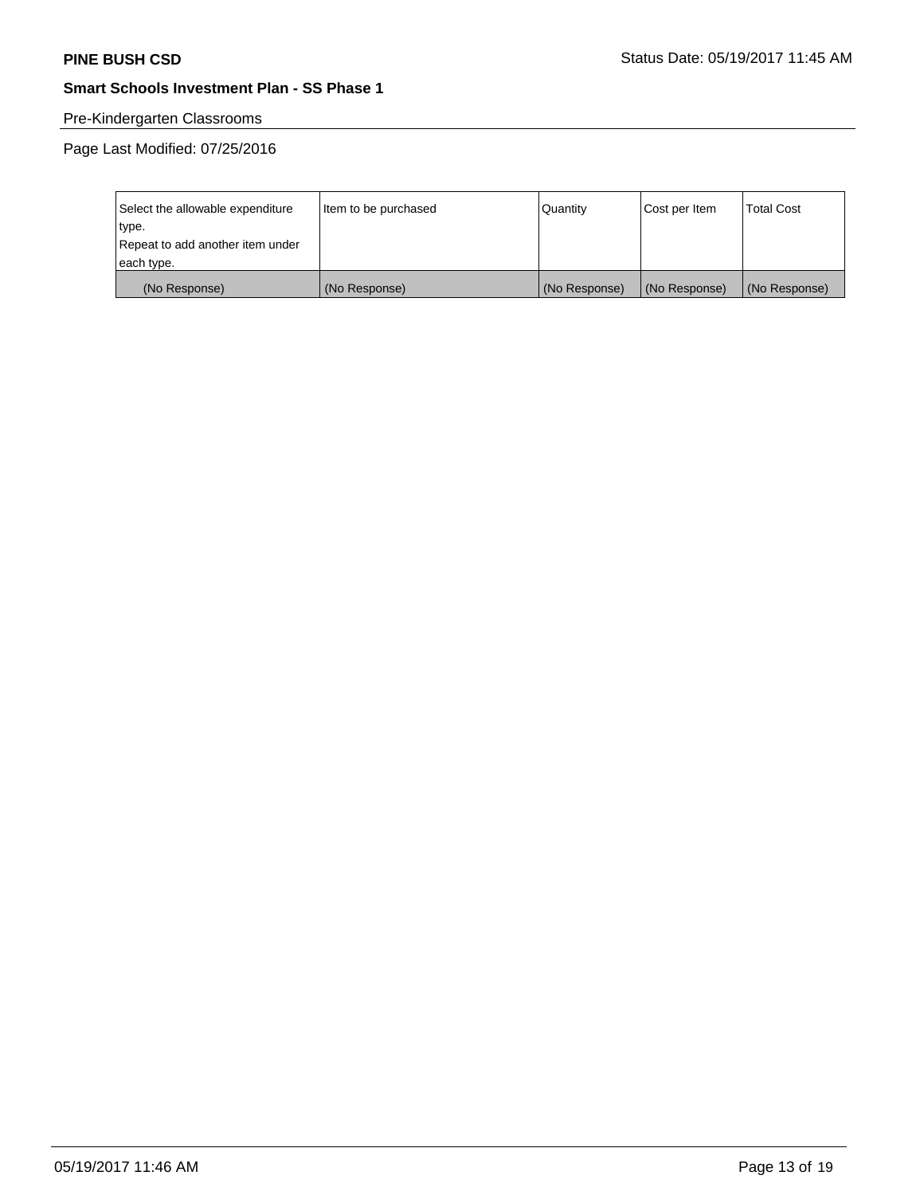Pre-Kindergarten Classrooms

Page Last Modified: 07/25/2016

| Select the allowable expenditure type.<br>Repeat to add another item under each type. | Item to be purchased | Quantity | Cost per Item | Total Cost |
| --- | --- | --- | --- | --- |
| (No Response) | (No Response) | (No Response) | (No Response) | (No Response) |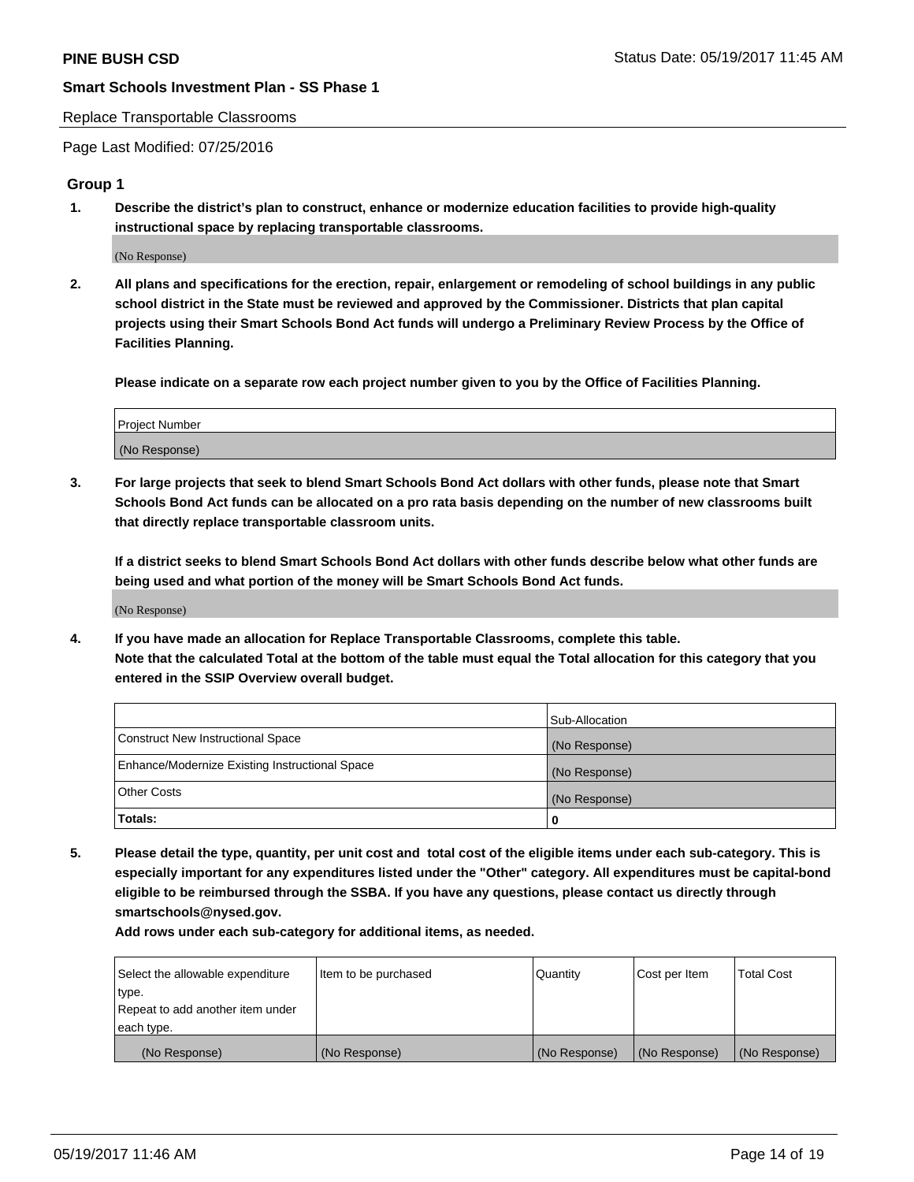Replace Transportable Classrooms

Page Last Modified: 07/25/2016

### Group 1

**1. Describe the district's plan to construct, enhance or modernize education facilities to provide high-quality instructional space by replacing transportable classrooms.**

(No Response)

**2. All plans and specifications for the erection, repair, enlargement or remodeling of school buildings in any public school district in the State must be reviewed and approved by the Commissioner. Districts that plan capital projects using their Smart Schools Bond Act funds will undergo a Preliminary Review Process by the Office of Facilities Planning.**

**Please indicate on a separate row each project number given to you by the Office of Facilities Planning.**

| Project Number |
|---|
| (No Response) |

**3. For large projects that seek to blend Smart Schools Bond Act dollars with other funds, please note that Smart Schools Bond Act funds can be allocated on a pro rata basis depending on the number of new classrooms built that directly replace transportable classroom units.**

**If a district seeks to blend Smart Schools Bond Act dollars with other funds describe below what other funds are being used and what portion of the money will be Smart Schools Bond Act funds.**

(No Response)

**4. If you have made an allocation for Replace Transportable Classrooms, complete this table.**
**Note that the calculated Total at the bottom of the table must equal the Total allocation for this category that you entered in the SSIP Overview overall budget.**

| | Sub-Allocation |
|---|---|
| Construct New Instructional Space | (No Response) |
| Enhance/Modernize Existing Instructional Space | (No Response) |
| Other Costs | (No Response) |
| **Totals:** | **0** |

**5. Please detail the type, quantity, per unit cost and total cost of the eligible items under each sub-category. This is especially important for any expenditures listed under the "Other" category. All expenditures must be capital-bond eligible to be reimbursed through the SSBA. If you have any questions, please contact us directly through smartschools@nysed.gov.**

**Add rows under each sub-category for additional items, as needed.**

| Select the allowable expenditure type. Repeat to add another item under each type. | Item to be purchased | Quantity | Cost per Item | Total Cost |
|---|---|---|---|---|
| (No Response) | (No Response) | (No Response) | (No Response) | (No Response) |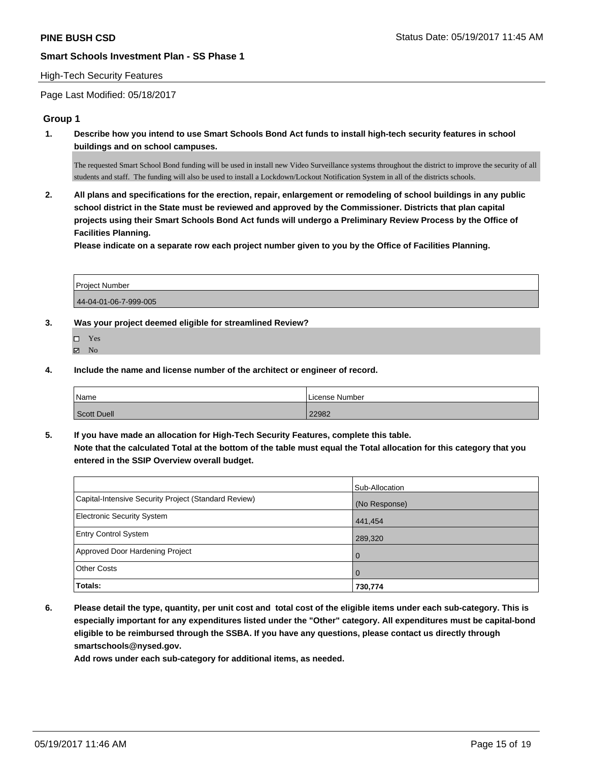## High-Tech Security Features

Page Last Modified: 05/18/2017

### Group 1

**1. Describe how you intend to use Smart Schools Bond Act funds to install high-tech security features in school buildings and on school campuses.**

The requested Smart School Bond funding will be used in install new Video Surveillance systems throughout the district to improve the security of all students and staff. The funding will also be used to install a Lockdown/Lockout Notification System in all of the districts schools.

**2. All plans and specifications for the erection, repair, enlargement or remodeling of school buildings in any public school district in the State must be reviewed and approved by the Commissioner. Districts that plan capital projects using their Smart Schools Bond Act funds will undergo a Preliminary Review Process by the Office of Facilities Planning.**

**Please indicate on a separate row each project number given to you by the Office of Facilities Planning.**

| Project Number |
|---|
| 44-04-01-06-7-999-005 |

**3. Was your project deemed eligible for streamlined Review?**

- ☐ Yes
- ☑ No

**4. Include the name and license number of the architect or engineer of record.**

| Name | License Number |
|---|---|
| Scott Duell | 22982 |

**5. If you have made an allocation for High-Tech Security Features, complete this table.**
**Note that the calculated Total at the bottom of the table must equal the Total allocation for this category that you entered in the SSIP Overview overall budget.**

| | Sub-Allocation |
|---|---|
| Capital-Intensive Security Project (Standard Review) | (No Response) |
| Electronic Security System | 441,454 |
| Entry Control System | 289,320 |
| Approved Door Hardening Project | 0 |
| Other Costs | 0 |
| **Totals:** | **730,774** |

**6. Please detail the type, quantity, per unit cost and total cost of the eligible items under each sub-category. This is especially important for any expenditures listed under the "Other" category. All expenditures must be capital-bond eligible to be reimbursed through the SSBA. If you have any questions, please contact us directly through smartschools@nysed.gov.**

**Add rows under each sub-category for additional items, as needed.**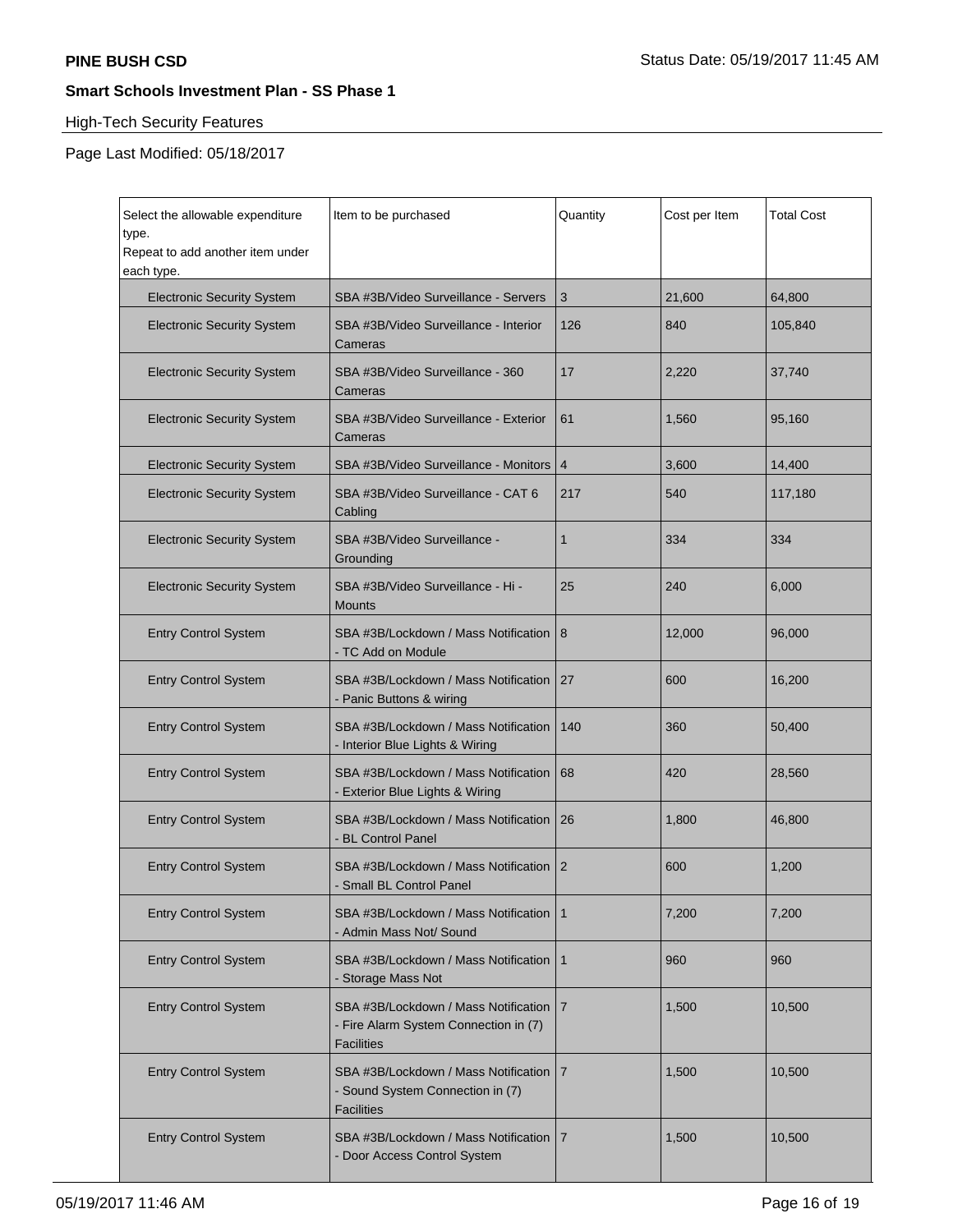**PINE BUSH CSD**

**Smart Schools Investment Plan - SS Phase 1**

High-Tech Security Features

Page Last Modified: 05/18/2017

| Select the allowable expenditure type. Repeat to add another item under each type. | Item to be purchased | Quantity | Cost per Item | Total Cost |
|---|---|---|---|---|
| Electronic Security System | SBA #3B/Video Surveillance - Servers | 3 | 21,600 | 64,800 |
| Electronic Security System | SBA #3B/Video Surveillance - Interior Cameras | 126 | 840 | 105,840 |
| Electronic Security System | SBA #3B/Video Surveillance - 360 Cameras | 17 | 2,220 | 37,740 |
| Electronic Security System | SBA #3B/Video Surveillance - Exterior Cameras | 61 | 1,560 | 95,160 |
| Electronic Security System | SBA #3B/Video Surveillance - Monitors | 4 | 3,600 | 14,400 |
| Electronic Security System | SBA #3B/Video Surveillance - CAT 6 Cabling | 217 | 540 | 117,180 |
| Electronic Security System | SBA #3B/Video Surveillance - Grounding | 1 | 334 | 334 |
| Electronic Security System | SBA #3B/Video Surveillance - Hi - Mounts | 25 | 240 | 6,000 |
| Entry Control System | SBA #3B/Lockdown / Mass Notification - TC Add on Module | 8 | 12,000 | 96,000 |
| Entry Control System | SBA #3B/Lockdown / Mass Notification - Panic Buttons & wiring | 27 | 600 | 16,200 |
| Entry Control System | SBA #3B/Lockdown / Mass Notification - Interior Blue Lights & Wiring | 140 | 360 | 50,400 |
| Entry Control System | SBA #3B/Lockdown / Mass Notification - Exterior Blue Lights & Wiring | 68 | 420 | 28,560 |
| Entry Control System | SBA #3B/Lockdown / Mass Notification - BL Control Panel | 26 | 1,800 | 46,800 |
| Entry Control System | SBA #3B/Lockdown / Mass Notification - Small BL Control Panel | 2 | 600 | 1,200 |
| Entry Control System | SBA #3B/Lockdown / Mass Notification - Admin Mass Not/ Sound | 1 | 7,200 | 7,200 |
| Entry Control System | SBA #3B/Lockdown / Mass Notification - Storage Mass Not | 1 | 960 | 960 |
| Entry Control System | SBA #3B/Lockdown / Mass Notification - Fire Alarm System Connection in (7) Facilities | 7 | 1,500 | 10,500 |
| Entry Control System | SBA #3B/Lockdown / Mass Notification - Sound System Connection in (7) Facilities | 7 | 1,500 | 10,500 |
| Entry Control System | SBA #3B/Lockdown / Mass Notification - Door Access Control System | 7 | 1,500 | 10,500 |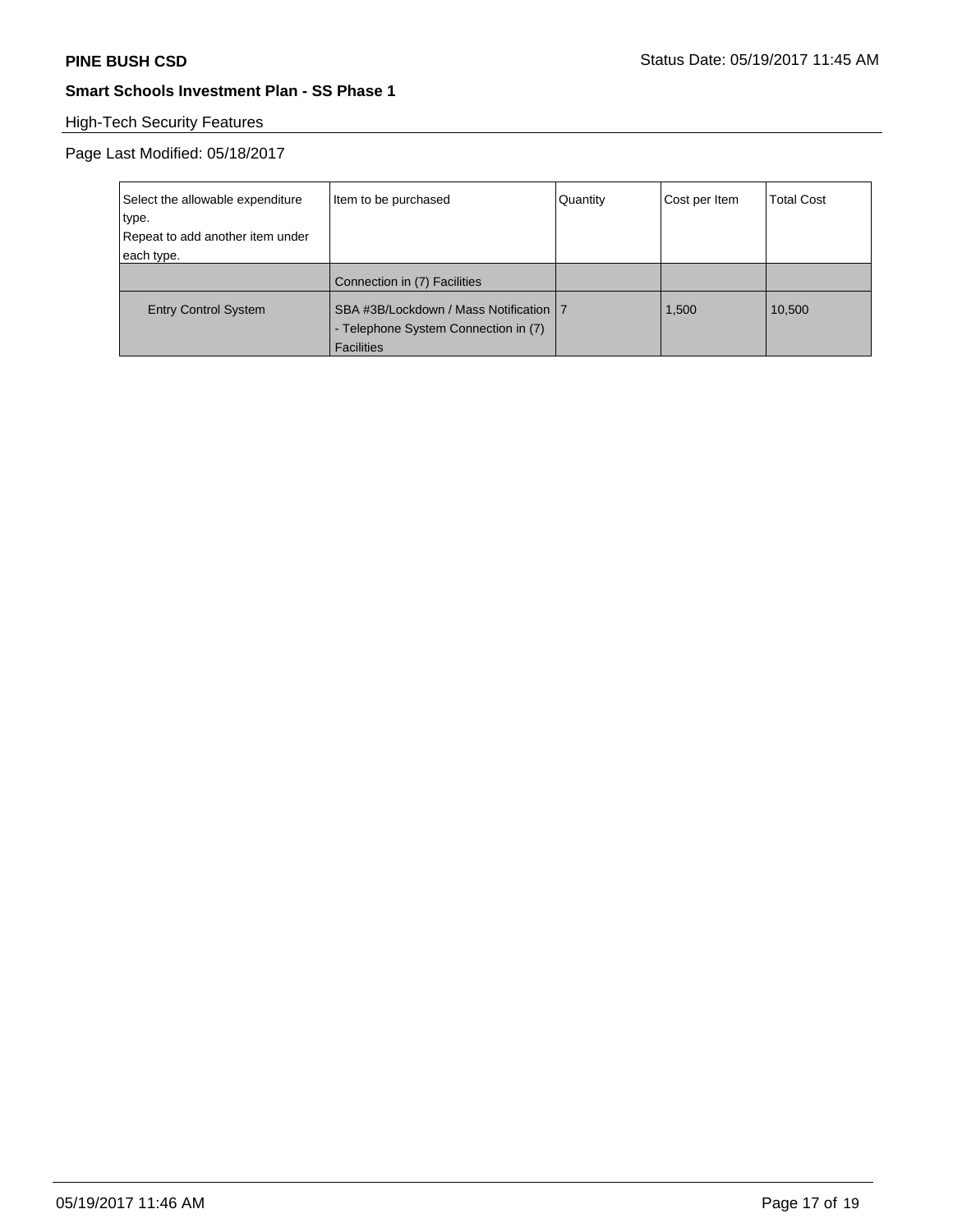**PINE BUSH CSD** Status Date: 05/19/2017 11:45 AM

**Smart Schools Investment Plan - SS Phase 1**

High-Tech Security Features

Page Last Modified: 05/18/2017

| Select the allowable expenditure type. Repeat to add another item under each type. | Item to be purchased | Quantity | Cost per Item | Total Cost |
| --- | --- | --- | --- | --- |
| | Connection in (7) Facilities | | | |
| Entry Control System | SBA #3B/Lockdown / Mass Notification - Telephone System Connection in (7) Facilities | 7 | 1,500 | 10,500 |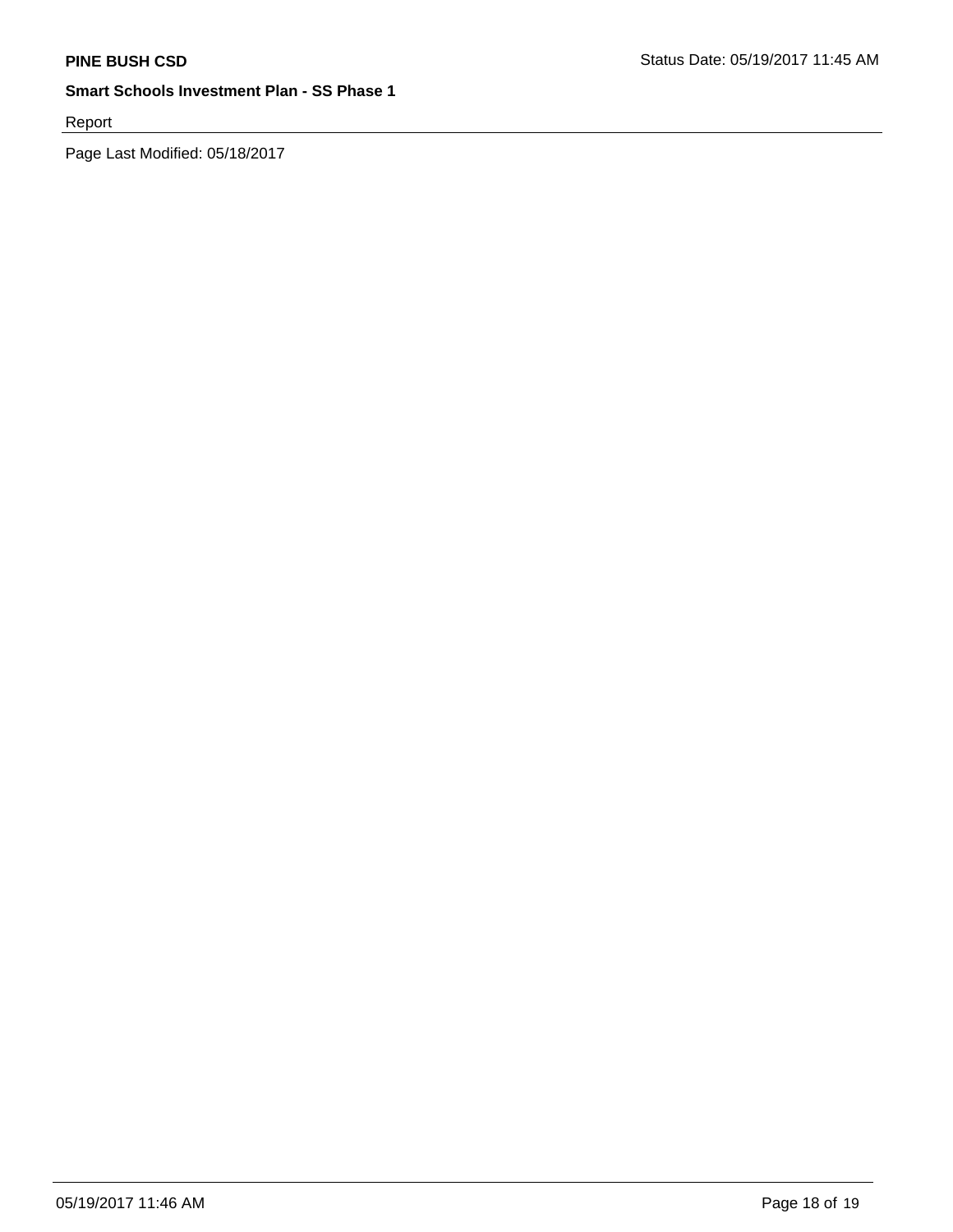Report

Page Last Modified: 05/18/2017